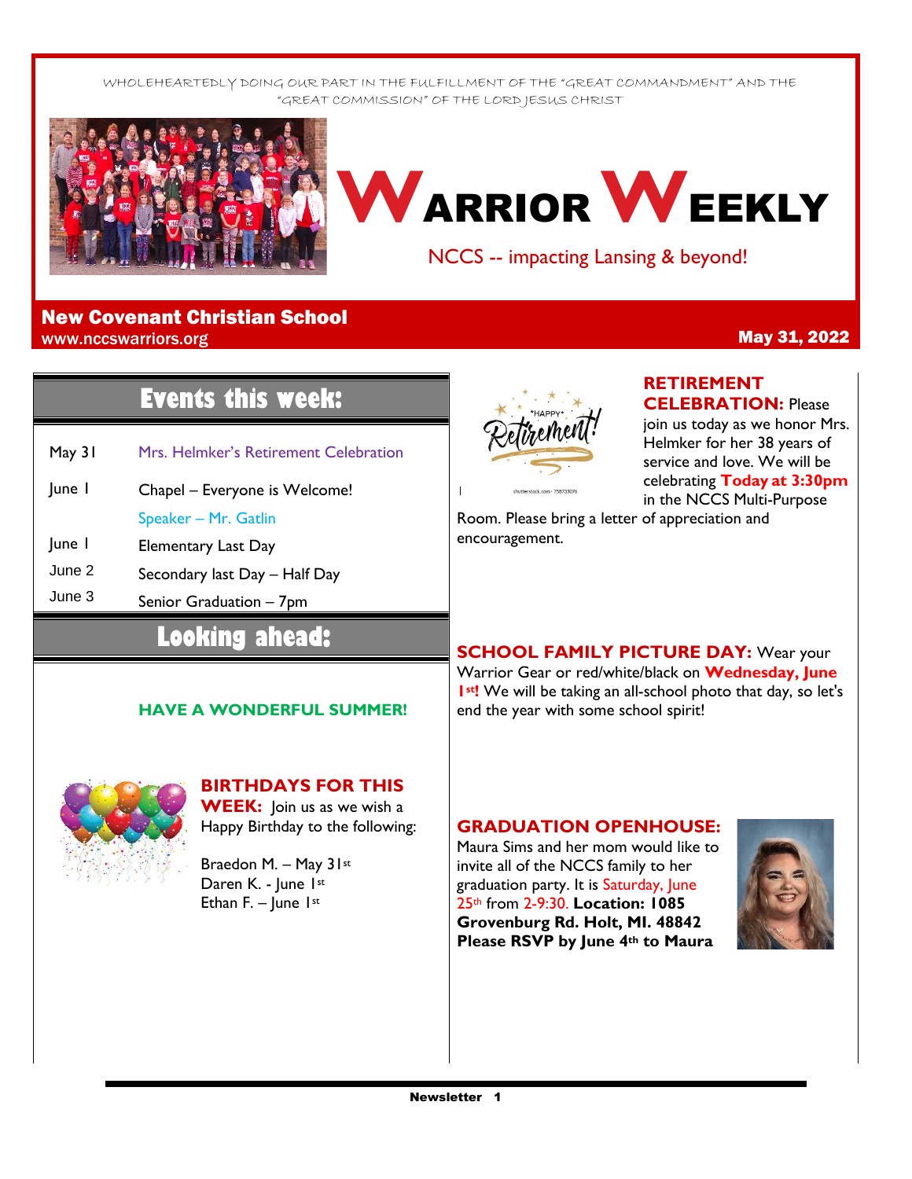WHOLEHEARTEDLY DOING OUR PART IN THE FULFILLMENT OF THE "GREAT COMMANDMENT" AND THE "GREAT COMMISSION" OF THE LORD JESUS CHRIST

# WARRIOR WEEKLY

NCCS -- impacting Lansing & beyond!

**New Covenant Christian School**
www.nccswarriors.org

**May 31, 2022**

## Events this week:

| | |
|---|---|
| May 31 | Mrs. Helmker's Retirement Celebration |
| June 1 | Chapel – Everyone is Welcome! |
| | Speaker – Mr. Gatlin |
| June 1 | Elementary Last Day |
| June 2 | Secondary last Day – Half Day |
| June 3 | Senior Graduation – 7pm |

## Looking ahead:

**HAVE A WONDERFUL SUMMER!**

**BIRTHDAYS FOR THIS WEEK:** Join us as we wish a Happy Birthday to the following:

Braedon M. – May 31st
Daren K. - June 1st
Ethan F. – June 1st

**RETIREMENT CELEBRATION:** Please join us today as we honor Mrs. Helmker for her 38 years of service and love. We will be celebrating **Today at 3:30pm** in the NCCS Multi-Purpose Room. Please bring a letter of appreciation and encouragement.

**SCHOOL FAMILY PICTURE DAY:** Wear your Warrior Gear or red/white/black on **Wednesday, June 1st!** We will be taking an all-school photo that day, so let's end the year with some school spirit!

**GRADUATION OPENHOUSE:** Maura Sims and her mom would like to invite all of the NCCS family to her graduation party. It is Saturday, June 25th from 2-9:30. **Location: 1085 Grovenburg Rd. Holt, MI. 48842 Please RSVP by June 4th to Maura**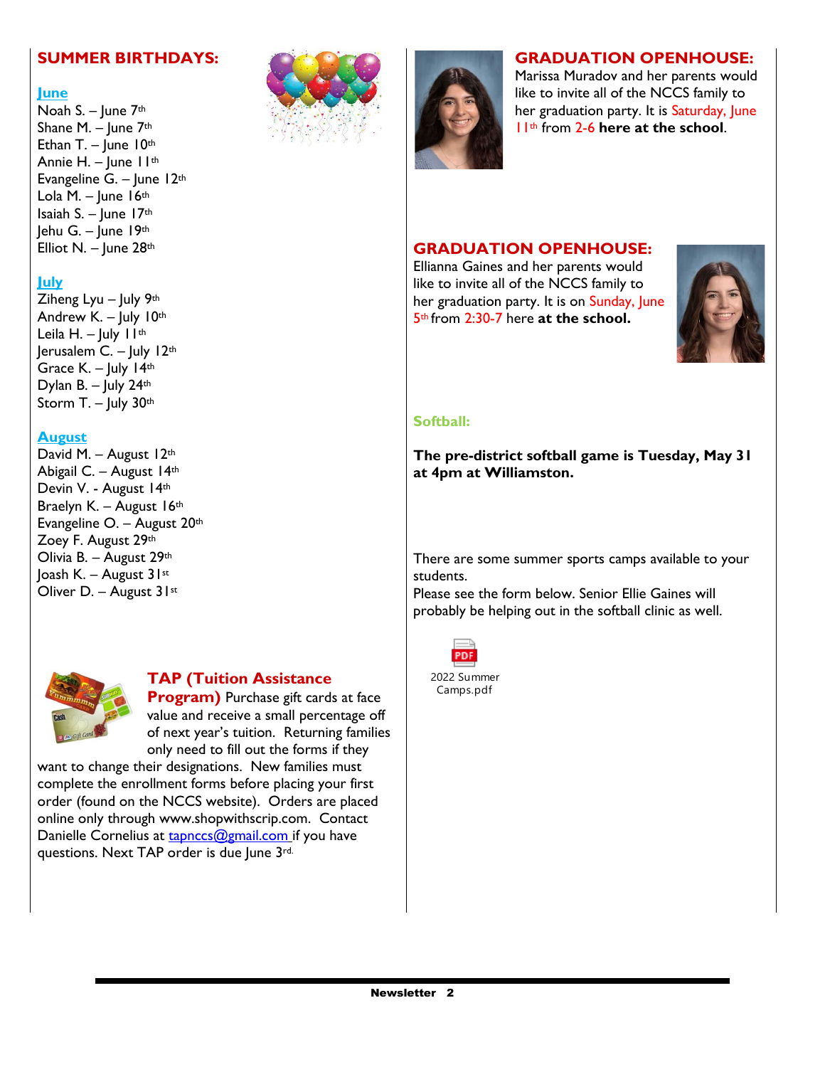## SUMMER BIRTHDAYS:

**June**

Noah S. – June 7th
Shane M. – June 7th
Ethan T. – June 10th
Annie H. – June 11th
Evangeline G. – June 12th
Lola M. – June 16th
Isaiah S. – June 17th
Jehu G. – June 19th
Elliot N. – June 28th

**July**

Ziheng Lyu – July 9th
Andrew K. – July 10th
Leila H. – July 11th
Jerusalem C. – July 12th
Grace K. – July 14th
Dylan B. – July 24th
Storm T. – July 30th

**August**

David M. – August 12th
Abigail C. – August 14th
Devin V. - August 14th
Braelyn K. – August 16th
Evangeline O. – August 20th
Zoey F. August 29th
Olivia B. – August 29th
Joash K. – August 31st
Oliver D. – August 31st

## TAP (Tuition Assistance Program)

Purchase gift cards at face value and receive a small percentage off of next year's tuition. Returning families only need to fill out the forms if they want to change their designations. New families must complete the enrollment forms before placing your first order (found on the NCCS website). Orders are placed online only through www.shopwithscrip.com. Contact Danielle Cornelius at tapnccs@gmail.com if you have questions. Next TAP order is due June 3rd.

## GRADUATION OPENHOUSE:

Marissa Muradov and her parents would like to invite all of the NCCS family to her graduation party. It is Saturday, June 11th from 2-6 **here at the school**.

## GRADUATION OPENHOUSE:

Ellianna Gaines and her parents would like to invite all of the NCCS family to her graduation party. It is on Sunday, June 5th from 2:30-7 here **at the school.**

### Softball:

**The pre-district softball game is Tuesday, May 31 at 4pm at Williamston.**

There are some summer sports camps available to your students.
Please see the form below. Senior Ellie Gaines will probably be helping out in the softball clinic as well.

2022 Summer Camps.pdf